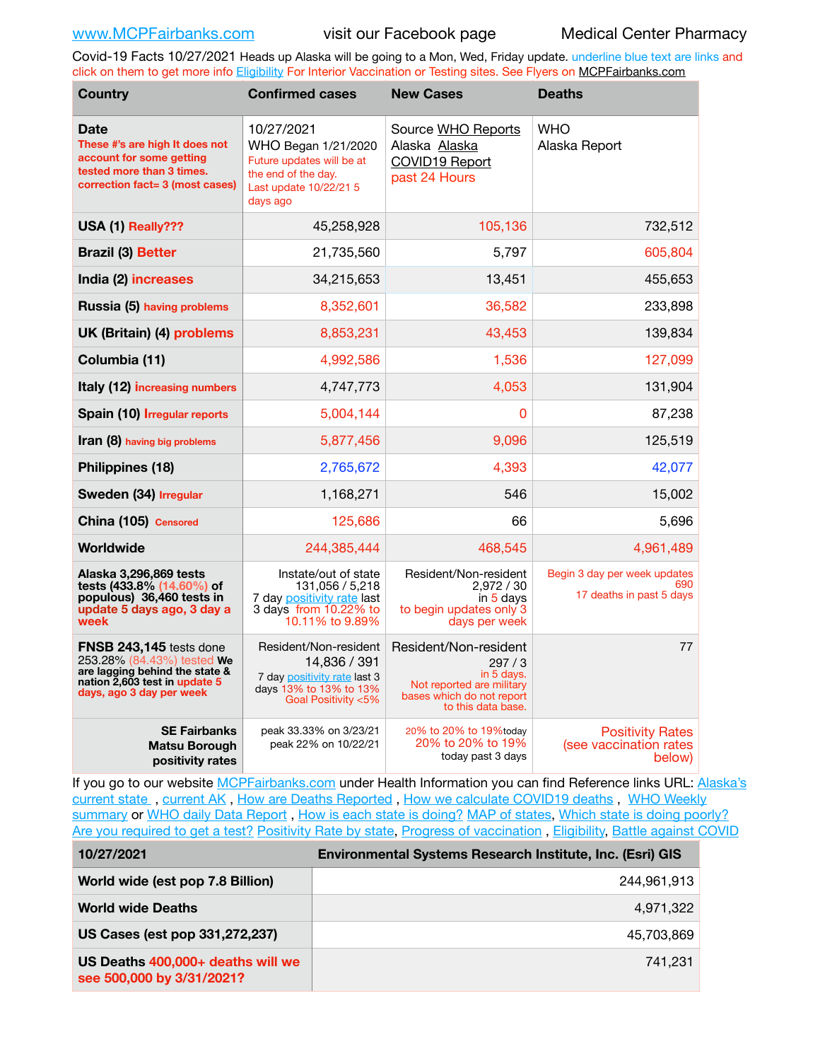www.MCPFairbanks.com visit our Facebook page Medical Center Pharmacy

Covid-19 Facts 10/27/2021 Heads up Alaska will be going to a Mon, Wed, Friday update. underline blue text are links and click on them to get more info Eligibility For Interior Vaccination or Testing sites. See Flyers on MCPFairbanks.com

| Country | Confirmed cases | New Cases | Deaths |
|---|---|---|---|
| **Date** These #'s are high It does not account for some getting tested more than 3 times. correction fact= 3 (most cases) | 10/27/2021 WHO Began 1/21/2020 Future updates will be at the end of the day. Last update 10/22/21 5 days ago | Source WHO Reports Alaska Alaska COVID19 Report past 24 Hours | WHO Alaska Report |
| **USA (1) Really???** | 45,258,928 | 105,136 | 732,512 |
| **Brazil (3) Better** | 21,735,560 | 5,797 | 605,804 |
| **India (2) increases** | 34,215,653 | 13,451 | 455,653 |
| **Russia (5) having problems** | 8,352,601 | 36,582 | 233,898 |
| **UK (Britain) (4) problems** | 8,853,231 | 43,453 | 139,834 |
| **Columbia (11)** | 4,992,586 | 1,536 | 127,099 |
| **Italy (12) increasing numbers** | 4,747,773 | 4,053 | 131,904 |
| **Spain (10) Irregular reports** | 5,004,144 | 0 | 87,238 |
| **Iran (8) having big problems** | 5,877,456 | 9,096 | 125,519 |
| **Philippines (18)** | 2,765,672 | 4,393 | 42,077 |
| **Sweden (34) Irregular** | 1,168,271 | 546 | 15,002 |
| **China (105) Censored** | 125,686 | 66 | 5,696 |
| **Worldwide** | 244,385,444 | 468,545 | 4,961,489 |
| **Alaska 3,296,869 tests tests (433.8% (14.60%) of populous) 36,460 tests in update 5 days ago, 3 day a week** | Instate/out of state 131,056 / 5,218 7 day positivity rate last 3 days from 10.22% to 10.11% to 9.89% | Resident/Non-resident 2,972 / 30 in 5 days to begin updates only 3 days per week | Begin 3 day per week updates 690 17 deaths in past 5 days |
| **FNSB 243,145** tests done 253.28% (84.43%) tested **We are lagging behind the state & nation 2,603 test in update 5 days, ago 3 day per week** | Resident/Non-resident 14,836 / 391 7 day positivity rate last 3 days 13% to 13% to 13% Goal Positivity <5% | Resident/Non-resident 297 / 3 in 5 days. Not reported are military bases which do not report to this data base. | 77 |
| **SE Fairbanks Matsu Borough positivity rates** | peak 33.33% on 3/23/21 peak 22% on 10/22/21 | 20% to 20% to 19% today 20% to 20% to 19% today past 3 days | Positivity Rates (see vaccination rates below) |

If you go to our website MCPFairbanks.com under Health Information you can find Reference links URL: Alaska's current state , current AK , How are Deaths Reported , How we calculate COVID19 deaths , WHO Weekly summary or WHO daily Data Report , How is each state is doing? MAP of states, Which state is doing poorly? Are you required to get a test? Positivity Rate by state, Progress of vaccination , Eligibility, Battle against COVID

| 10/27/2021 | Environmental Systems Research Institute, Inc. (Esri) GIS |
|---|---|
| **World wide (est pop 7.8 Billion)** | 244,961,913 |
| **World wide Deaths** | 4,971,322 |
| **US Cases (est pop 331,272,237)** | 45,703,869 |
| **US Deaths 400,000+ deaths will we see 500,000 by 3/31/2021?** | 741,231 |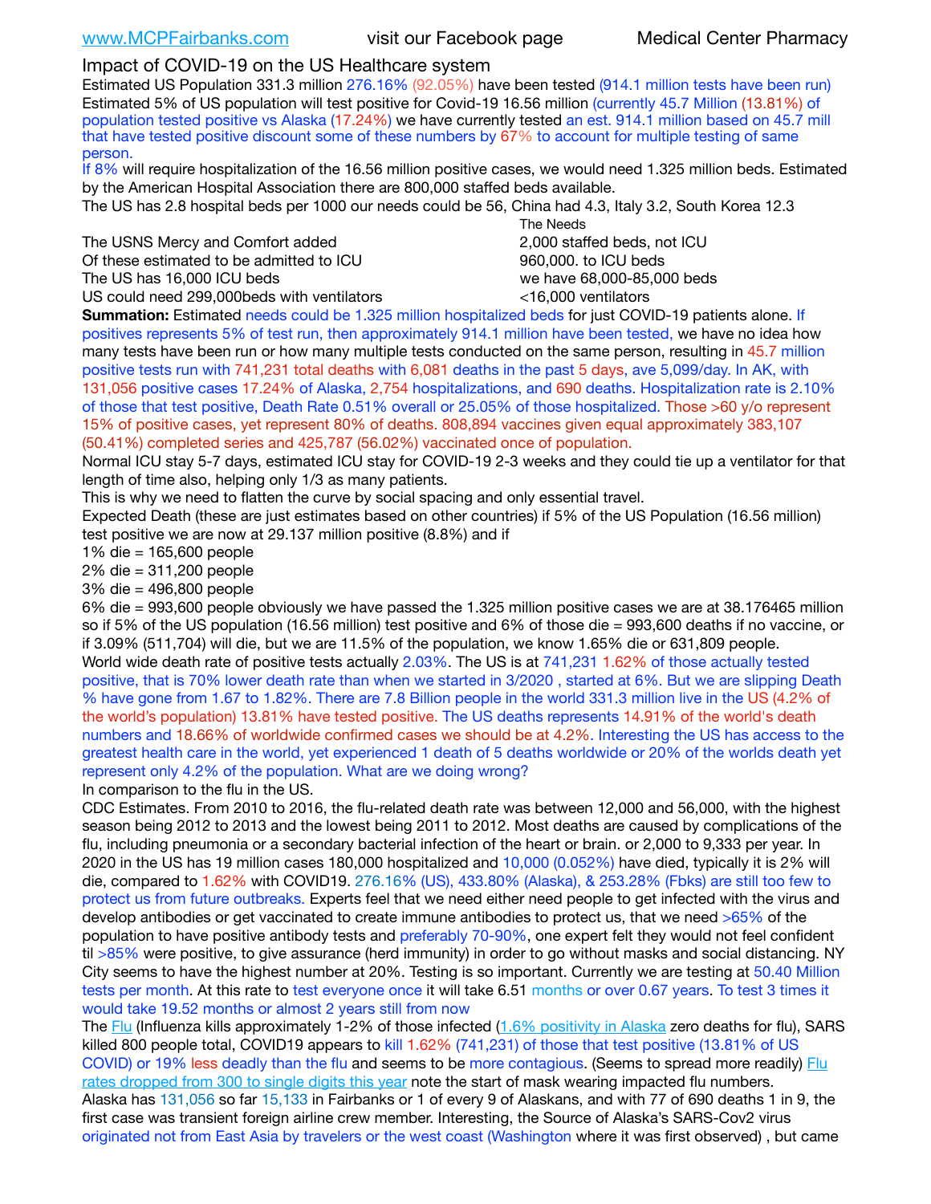www.MCPFairbanks.com visit our Facebook page Medical Center Pharmacy

Impact of COVID-19 on the US Healthcare system

Estimated US Population 331.3 million 276.16% (92.05%) have been tested (914.1 million tests have been run) Estimated 5% of US population will test positive for Covid-19 16.56 million (currently 45.7 Million (13.81%) of population tested positive vs Alaska (17.24%) we have currently tested an est. 914.1 million based on 45.7 mill that have tested positive discount some of these numbers by 67% to account for multiple testing of same person.

If 8% will require hospitalization of the 16.56 million positive cases, we would need 1.325 million beds. Estimated by the American Hospital Association there are 800,000 staffed beds available.

The US has 2.8 hospital beds per 1000 our needs could be 56, China had 4.3, Italy 3.2, South Korea 12.3

| | The Needs |
|---|---|
| The USNS Mercy and Comfort added | 2,000 staffed beds, not ICU |
| Of these estimated to be admitted to ICU | 960,000. to ICU beds |
| The US has 16,000 ICU beds | we have 68,000-85,000 beds |
| US could need 299,000beds with ventilators | <16,000 ventilators |

**Summation:** Estimated needs could be 1.325 million hospitalized beds for just COVID-19 patients alone. If positives represents 5% of test run, then approximately 914.1 million have been tested, we have no idea how many tests have been run or how many multiple tests conducted on the same person, resulting in 45.7 million positive tests run with 741,231 total deaths with 6,081 deaths in the past 5 days, ave 5,099/day. In AK, with 131,056 positive cases 17.24% of Alaska, 2,754 hospitalizations, and 690 deaths. Hospitalization rate is 2.10% of those that test positive, Death Rate 0.51% overall or 25.05% of those hospitalized. Those >60 y/o represent 15% of positive cases, yet represent 80% of deaths. 808,894 vaccines given equal approximately 383,107 (50.41%) completed series and 425,787 (56.02%) vaccinated once of population.

Normal ICU stay 5-7 days, estimated ICU stay for COVID-19 2-3 weeks and they could tie up a ventilator for that length of time also, helping only 1/3 as many patients.

This is why we need to flatten the curve by social spacing and only essential travel.

Expected Death (these are just estimates based on other countries) if 5% of the US Population (16.56 million) test positive we are now at 29.137 million positive (8.8%) and if

1% die = 165,600 people
2% die = 311,200 people
3% die = 496,800 people
6% die = 993,600 people obviously we have passed the 1.325 million positive cases we are at 38.176465 million so if 5% of the US population (16.56 million) test positive and 6% of those die = 993,600 deaths if no vaccine, or if 3.09% (511,704) will die, but we are 11.5% of the population, we know 1.65% die or 631,809 people.

World wide death rate of positive tests actually 2.03%. The US is at 741,231 1.62% of those actually tested positive, that is 70% lower death rate than when we started in 3/2020 , started at 6%. But we are slipping Death % have gone from 1.67 to 1.82%. There are 7.8 Billion people in the world 331.3 million live in the US (4.2% of the world's population) 13.81% have tested positive. The US deaths represents 14.91% of the world's death numbers and 18.66% of worldwide confirmed cases we should be at 4.2%. Interesting the US has access to the greatest health care in the world, yet experienced 1 death of 5 deaths worldwide or 20% of the worlds death yet represent only 4.2% of the population. What are we doing wrong?

In comparison to the flu in the US.

CDC Estimates. From 2010 to 2016, the flu-related death rate was between 12,000 and 56,000, with the highest season being 2012 to 2013 and the lowest being 2011 to 2012. Most deaths are caused by complications of the flu, including pneumonia or a secondary bacterial infection of the heart or brain. or 2,000 to 9,333 per year. In 2020 in the US has 19 million cases 180,000 hospitalized and 10,000 (0.052%) have died, typically it is 2% will die, compared to 1.62% with COVID19. 276.16% (US), 433.80% (Alaska), & 253.28% (Fbks) are still too few to protect us from future outbreaks. Experts feel that we need either need people to get infected with the virus and develop antibodies or get vaccinated to create immune antibodies to protect us, that we need >65% of the population to have positive antibody tests and preferably 70-90%, one expert felt they would not feel confident til >85% were positive, to give assurance (herd immunity) in order to go without masks and social distancing. NY City seems to have the highest number at 20%. Testing is so important. Currently we are testing at 50.40 Million tests per month. At this rate to test everyone once it will take 6.51 months or over 0.67 years. To test 3 times it would take 19.52 months or almost 2 years still from now

The Flu (Influenza kills approximately 1-2% of those infected (1.6% positivity in Alaska zero deaths for flu), SARS killed 800 people total, COVID19 appears to kill 1.62% (741,231) of those that test positive (13.81% of US COVID) or 19% less deadly than the flu and seems to be more contagious. (Seems to spread more readily) Flu rates dropped from 300 to single digits this year note the start of mask wearing impacted flu numbers.

Alaska has 131,056 so far 15,133 in Fairbanks or 1 of every 9 of Alaskans, and with 77 of 690 deaths 1 in 9, the first case was transient foreign airline crew member. Interesting, the Source of Alaska's SARS-Cov2 virus originated not from East Asia by travelers or the west coast (Washington where it was first observed) , but came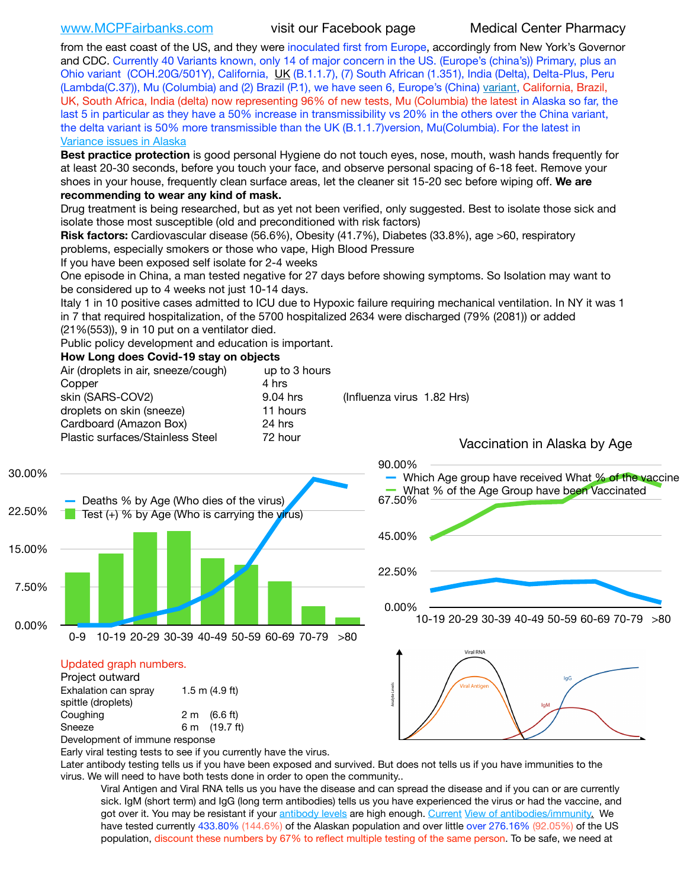www.MCPFairbanks.com visit our Facebook page Medical Center Pharmacy

from the east coast of the US, and they were inoculated first from Europe, accordingly from New York's Governor and CDC. Currently 40 Variants known, only 14 of major concern in the US. (Europe's (china's)) Primary, plus an Ohio variant (COH.20G/501Y), California, UK (B.1.1.7), (7) South African (1.351), India (Delta), Delta-Plus, Peru (Lambda(C.37)), Mu (Columbia) and (2) Brazil (P.1), we have seen 6, Europe's (China) variant, California, Brazil, UK, South Africa, India (delta) now representing 96% of new tests, Mu (Columbia) the latest in Alaska so far, the last 5 in particular as they have a 50% increase in transmissibility vs 20% in the others over the China variant, the delta variant is 50% more transmissible than the UK (B.1.1.7)version, Mu(Columbia). For the latest in Variance issues in Alaska

**Best practice protection** is good personal Hygiene do not touch eyes, nose, mouth, wash hands frequently for at least 20-30 seconds, before you touch your face, and observe personal spacing of 6-18 feet. Remove your shoes in your house, frequently clean surface areas, let the cleaner sit 15-20 sec before wiping off. **We are recommending to wear any kind of mask.**

Drug treatment is being researched, but as yet not been verified, only suggested. Best to isolate those sick and isolate those most susceptible (old and preconditioned with risk factors)

**Risk factors:** Cardiovascular disease (56.6%), Obesity (41.7%), Diabetes (33.8%), age >60, respiratory problems, especially smokers or those who vape, High Blood Pressure

If you have been exposed self isolate for 2-4 weeks

One episode in China, a man tested negative for 27 days before showing symptoms. So Isolation may want to be considered up to 4 weeks not just 10-14 days.

Italy 1 in 10 positive cases admitted to ICU due to Hypoxic failure requiring mechanical ventilation. In NY it was 1 in 7 that required hospitalization, of the 5700 hospitalized 2634 were discharged (79% (2081)) or added (21%(553)), 9 in 10 put on a ventilator died.

Public policy development and education is important.

**How Long does Covid-19 stay on objects**

| | | |
|---|---|---|
| Air (droplets in air, sneeze/cough) | up to 3 hours | |
| Copper | 4 hrs | |
| skin (SARS-COV2) | 9.04 hrs | (Influenza virus 1.82 Hrs) |
| droplets on skin (sneeze) | 11 hours | |
| Cardboard (Amazon Box) | 24 hrs | |
| Plastic surfaces/Stainless Steel | 72 hour | |

Updated graph numbers.

Project outward

| | |
|---|---|
| Exhalation can spray spittle (droplets) | 1.5 m (4.9 ft) |
| Coughing | 2 m (6.6 ft) |
| Sneeze | 6 m (19.7 ft) |

Development of immune response

Early viral testing tests to see if you currently have the virus.

Later antibody testing tells us if you have been exposed and survived. But does not tells us if you have immunities to the virus. We will need to have both tests done in order to open the community..

Viral Antigen and Viral RNA tells us you have the disease and can spread the disease and if you can or are currently sick. IgM (short term) and IgG (long term antibodies) tells us you have experienced the virus or had the vaccine, and got over it. You may be resistant if your antibody levels are high enough. Current View of antibodies/immunity. We have tested currently 433.80% (144.6%) of the Alaskan population and over little over 276.16% (92.05%) of the US population, discount these numbers by 67% to reflect multiple testing of the same person. To be safe, we need at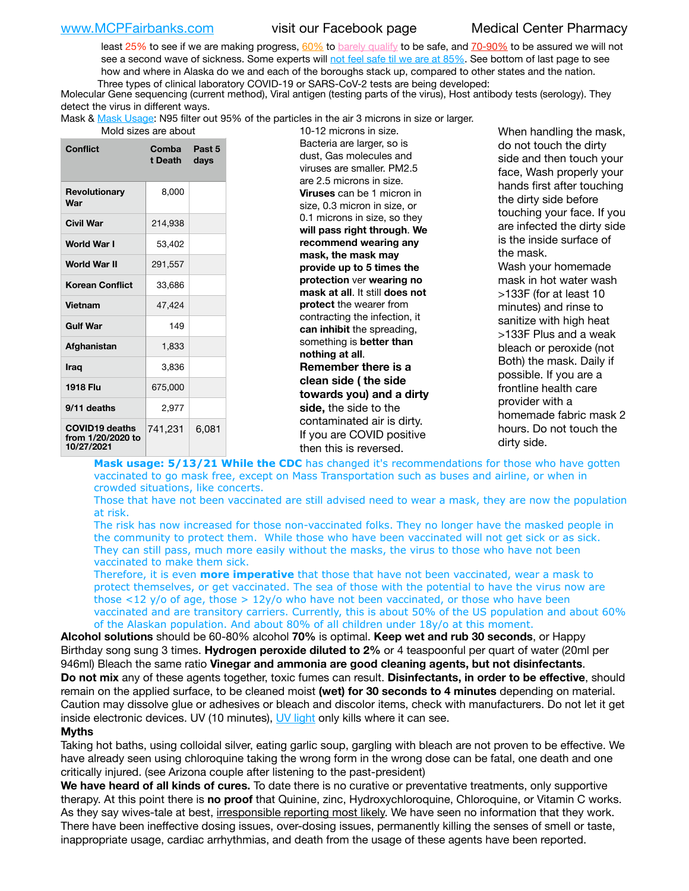least 25% to see if we are making progress, 60% to barely qualify to be safe, and 70-90% to be assured we will not see a second wave of sickness. Some experts will not feel safe til we are at 85%. See bottom of last page to see how and where in Alaska do we and each of the boroughs stack up, compared to other states and the nation.

Three types of clinical laboratory COVID-19 or SARS-CoV-2 tests are being developed:

Molecular Gene sequencing (current method), Viral antigen (testing parts of the virus), Host antibody tests (serology). They detect the virus in different ways.

Mask & Mask Usage: N95 filter out 95% of the particles in the air 3 microns in size or larger.

Mold sizes are about 10-12 microns in size. Bacteria are larger, so is dust, Gas molecules and viruses are smaller. PM2.5 are 2.5 microns in size. **Viruses** can be 1 micron in size, 0.3 micron in size, or 0.1 microns in size, so they **will pass right through**. **We recommend wearing any mask, the mask may provide up to 5 times the protection** ver **wearing no mask at all**. It still **does not protect** the wearer from contracting the infection, it **can inhibit** the spreading, something is **better than nothing at all**.

**Remember there is a clean side ( the side towards you) and a dirty side,** the side to the contaminated air is dirty. If you are COVID positive then this is reversed.

When handling the mask, do not touch the dirty side and then touch your face, Wash properly your hands first after touching the dirty side before touching your face. If you are infected the dirty side is the inside surface of the mask.

Wash your homemade mask in hot water wash >133F (for at least 10 minutes) and rinse to sanitize with high heat >133F Plus and a weak bleach or peroxide (not Both) the mask. Daily if possible. If you are a frontline health care provider with a homemade fabric mask 2 hours. Do not touch the dirty side.

| Conflict | Combat Death | Past 5 days |
|---|---|---|
| Revolutionary War | 8,000 | |
| Civil War | 214,938 | |
| World War I | 53,402 | |
| World War II | 291,557 | |
| Korean Conflict | 33,686 | |
| Vietnam | 47,424 | |
| Gulf War | 149 | |
| Afghanistan | 1,833 | |
| Iraq | 3,836 | |
| 1918 Flu | 675,000 | |
| 9/11 deaths | 2,977 | |
| COVID19 deaths from 1/20/2020 to 10/27/2021 | 741,231 | 6,081 |

**Mask usage: 5/13/21 While the CDC** has changed it's recommendations for those who have gotten vaccinated to go mask free, except on Mass Transportation such as buses and airline, or when in crowded situations, like concerts.

Those that have not been vaccinated are still advised need to wear a mask, they are now the population at risk.

The risk has now increased for those non-vaccinated folks. They no longer have the masked people in the community to protect them. While those who have been vaccinated will not get sick or as sick. They can still pass, much more easily without the masks, the virus to those who have not been vaccinated to make them sick.

Therefore, it is even **more imperative** that those that have not been vaccinated, wear a mask to protect themselves, or get vaccinated. The sea of those with the potential to have the virus now are those <12 y/o of age, those > 12y/o who have not been vaccinated, or those who have been vaccinated and are transitory carriers. Currently, this is about 50% of the US population and about 60% of the Alaskan population. And about 80% of all children under 18y/o at this moment.

**Alcohol solutions** should be 60-80% alcohol **70%** is optimal. **Keep wet and rub 30 seconds**, or Happy Birthday song sung 3 times. **Hydrogen peroxide diluted to 2%** or 4 teaspoonful per quart of water (20ml per 946ml) Bleach the same ratio **Vinegar and ammonia are good cleaning agents, but not disinfectants**. **Do not mix** any of these agents together, toxic fumes can result. **Disinfectants, in order to be effective**, should remain on the applied surface, to be cleaned moist **(wet) for 30 seconds to 4 minutes** depending on material. Caution may dissolve glue or adhesives or bleach and discolor items, check with manufacturers. Do not let it get inside electronic devices. UV (10 minutes), UV light only kills where it can see.

**Myths**

Taking hot baths, using colloidal silver, eating garlic soup, gargling with bleach are not proven to be effective. We have already seen using chloroquine taking the wrong form in the wrong dose can be fatal, one death and one critically injured. (see Arizona couple after listening to the past-president)

**We have heard of all kinds of cures.** To date there is no curative or preventative treatments, only supportive therapy. At this point there is **no proof** that Quinine, zinc, Hydroxychloroquine, Chloroquine, or Vitamin C works. As they say wives-tale at best, irresponsible reporting most likely. We have seen no information that they work. There have been ineffective dosing issues, over-dosing issues, permanently killing the senses of smell or taste, inappropriate usage, cardiac arrhythmias, and death from the usage of these agents have been reported.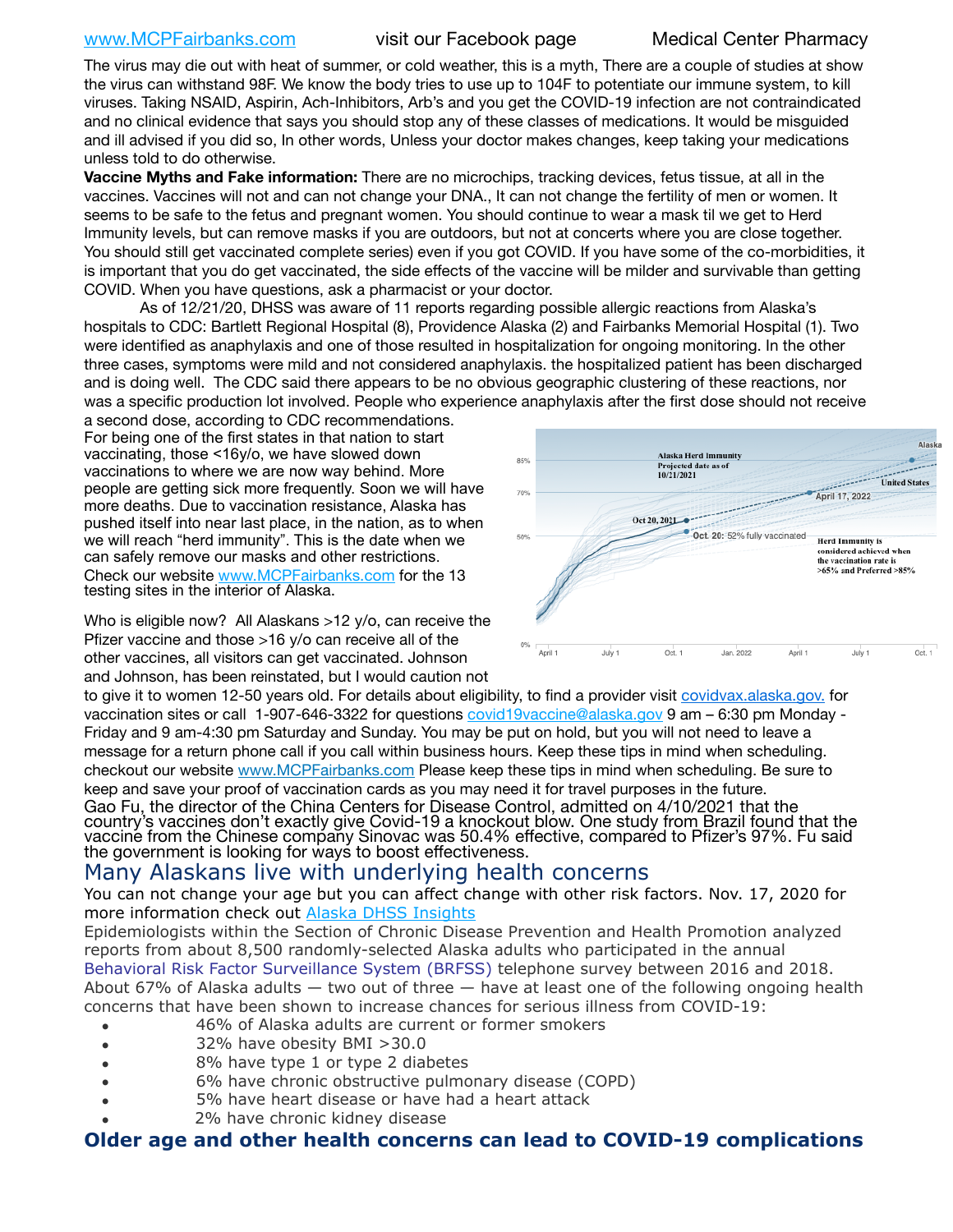The virus may die out with heat of summer, or cold weather, this is a myth, There are a couple of studies at show the virus can withstand 98F. We know the body tries to use up to 104F to potentiate our immune system, to kill viruses. Taking NSAID, Aspirin, Ach-Inhibitors, Arb's and you get the COVID-19 infection are not contraindicated and no clinical evidence that says you should stop any of these classes of medications. It would be misguided and ill advised if you did so, In other words, Unless your doctor makes changes, keep taking your medications unless told to do otherwise.

**Vaccine Myths and Fake information:** There are no microchips, tracking devices, fetus tissue, at all in the vaccines. Vaccines will not and can not change your DNA., It can not change the fertility of men or women. It seems to be safe to the fetus and pregnant women. You should continue to wear a mask til we get to Herd Immunity levels, but can remove masks if you are outdoors, but not at concerts where you are close together. You should still get vaccinated complete series) even if you got COVID. If you have some of the co-morbidities, it is important that you do get vaccinated, the side effects of the vaccine will be milder and survivable than getting COVID. When you have questions, ask a pharmacist or your doctor.

As of 12/21/20, DHSS was aware of 11 reports regarding possible allergic reactions from Alaska's hospitals to CDC: Bartlett Regional Hospital (8), Providence Alaska (2) and Fairbanks Memorial Hospital (1). Two were identified as anaphylaxis and one of those resulted in hospitalization for ongoing monitoring. In the other three cases, symptoms were mild and not considered anaphylaxis. the hospitalized patient has been discharged and is doing well. The CDC said there appears to be no obvious geographic clustering of these reactions, nor was a specific production lot involved. People who experience anaphylaxis after the first dose should not receive a second dose, according to CDC recommendations.

For being one of the first states in that nation to start vaccinating, those <16y/o, we have slowed down vaccinations to where we are now way behind. More people are getting sick more frequently. Soon we will have more deaths. Due to vaccination resistance, Alaska has pushed itself into near last place, in the nation, as to when we will reach "herd immunity". This is the date when we can safely remove our masks and other restrictions. Check our website www.MCPFairbanks.com for the 13 testing sites in the interior of Alaska.

Alaska Herd Immunity Projected date as of 10/21/2021. Oct 20, 2021. Oct. 20: 52% fully vaccinated. April 17, 2022. United States. Alaska. Herd Immunity is considered achieved when the vaccination rate is >65% and Preferred >85%.

Who is eligible now? All Alaskans >12 y/o, can receive the Pfizer vaccine and those >16 y/o can receive all of the other vaccines, all visitors can get vaccinated. Johnson and Johnson, has been reinstated, but I would caution not to give it to women 12-50 years old. For details about eligibility, to find a provider visit covidvax.alaska.gov. for vaccination sites or call 1-907-646-3322 for questions covid19vaccine@alaska.gov 9 am – 6:30 pm Monday - Friday and 9 am-4:30 pm Saturday and Sunday. You may be put on hold, but you will not need to leave a message for a return phone call if you call within business hours. Keep these tips in mind when scheduling. checkout our website www.MCPFairbanks.com Please keep these tips in mind when scheduling. Be sure to keep and save your proof of vaccination cards as you may need it for travel purposes in the future.

Gao Fu, the director of the China Centers for Disease Control, admitted on 4/10/2021 that the country's vaccines don't exactly give Covid-19 a knockout blow. One study from Brazil found that the vaccine from the Chinese company Sinovac was 50.4% effective, compared to Pfizer's 97%. Fu said the government is looking for ways to boost effectiveness.

## Many Alaskans live with underlying health concerns

You can not change your age but you can affect change with other risk factors. Nov. 17, 2020 for more information check out Alaska DHSS Insights

Epidemiologists within the Section of Chronic Disease Prevention and Health Promotion analyzed reports from about 8,500 randomly-selected Alaska adults who participated in the annual Behavioral Risk Factor Surveillance System (BRFSS) telephone survey between 2016 and 2018. About 67% of Alaska adults — two out of three — have at least one of the following ongoing health concerns that have been shown to increase chances for serious illness from COVID-19:

- 46% of Alaska adults are current or former smokers
- 32% have obesity BMI >30.0
- 8% have type 1 or type 2 diabetes
- 6% have chronic obstructive pulmonary disease (COPD)
- 5% have heart disease or have had a heart attack
- 2% have chronic kidney disease

**Older age and other health concerns can lead to COVID-19 complications**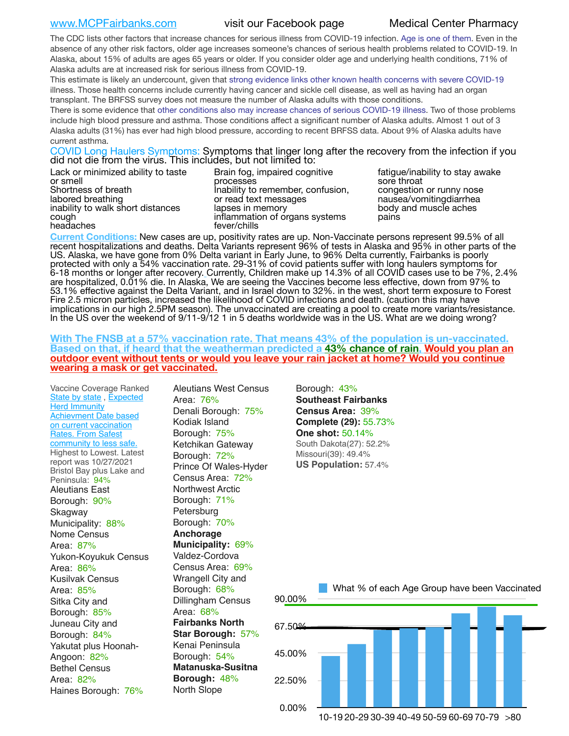www.MCPFairbanks.com visit our Facebook page Medical Center Pharmacy

The CDC lists other factors that increase chances for serious illness from COVID-19 infection. Age is one of them. Even in the absence of any other risk factors, older age increases someone's chances of serious health problems related to COVID-19. In Alaska, about 15% of adults are ages 65 years or older. If you consider older age and underlying health conditions, 71% of Alaska adults are at increased risk for serious illness from COVID-19.

This estimate is likely an undercount, given that strong evidence links other known health concerns with severe COVID-19 illness. Those health concerns include currently having cancer and sickle cell disease, as well as having had an organ transplant. The BRFSS survey does not measure the number of Alaska adults with those conditions.

There is some evidence that other conditions also may increase chances of serious COVID-19 illness. Two of those problems include high blood pressure and asthma. Those conditions affect a significant number of Alaska adults. Almost 1 out of 3 Alaska adults (31%) has ever had high blood pressure, according to recent BRFSS data. About 9% of Alaska adults have current asthma.

COVID Long Haulers Symptoms: Symptoms that linger long after the recovery from the infection if you did not die from the virus. This includes, but not limited to:

- Lack or minimized ability to taste or smell
- Shortness of breath
- labored breathing
- inability to walk short distances
- cough
- headaches
- Brain fog, impaired cognitive processes
- Inability to remember, confusion, or read text messages
- lapses in memory
- inflammation of organs systems
- fever/chills
- fatigue/inability to stay awake
- sore throat
- congestion or runny nose
- nausea/vomitingdiarrhea
- body and muscle aches
- pains

**Current Conditions:** New cases are up, positivity rates are up. Non-Vaccinate persons represent 99.5% of all recent hospitalizations and deaths. Delta Variants represent 96% of tests in Alaska and 95% in other parts of the US. Alaska, we have gone from 0% Delta variant in Early June, to 96% Delta currently, Fairbanks is poorly protected with only a 54% vaccination rate. 29-31% of covid patients suffer with long haulers symptoms for 6-18 months or longer after recovery. Currently, Children make up 14.3% of all COVID cases use to be 7%, 2.4% are hospitalized, 0.01% die. In Alaska, We are seeing the Vaccines become less effective, down from 97% to 53.1% effective against the Delta Variant, and in Israel down to 32%. in the west, short term exposure to Forest Fire 2.5 micron particles, increased the likelihood of COVID infections and death. (caution this may have implications in our high 2.5PM season). The unvaccinated are creating a pool to create more variants/resistance. In the US over the weekend of 9/11-9/12 1 in 5 deaths worldwide was in the US. What are we doing wrong?

**With The FNSB at a 57% vaccination rate. That means 43% of the population is un-vaccinated. Based on that, if heard that the weatherman predicted a 43% chance of rain, Would you plan an outdoor event without tents or would you leave your rain jacket at home? Would you continue wearing a mask or get vaccinated.**

Vaccine Coverage Ranked State by state, Expected Herd Immunity Achievment Date based on current vaccination Rates. From Safest community to less safe.
Highest to Lowest. Latest report was 10/27/2021

Bristol Bay plus Lake and Peninsula: 94%
Aleutians East Borough: 90%
Skagway Municipality: 88%
Nome Census Area: 87%
Yukon-Koyukuk Census Area: 86%
Kusilvak Census Area: 85%
Sitka City and Borough: 85%
Juneau City and Borough: 84%
Yakutat plus Hoonah-Angoon: 82%
Bethel Census Area: 82%
Haines Borough: 76%
Aleutians West Census Area: 76%
Denali Borough: 75%
Kodiak Island Borough: 75%
Ketchikan Gateway Borough: 72%
Prince Of Wales-Hyder Census Area: 72%
Northwest Arctic Borough: 71%
Petersburg Borough: 70%
**Anchorage Municipality:** 69%
Valdez-Cordova Census Area: 69%
Wrangell City and Borough: 68%
Dillingham Census Area: 68%
**Fairbanks North Star Borough:** 57%
Kenai Peninsula Borough: 54%
**Matanuska-Susitna Borough:** 48%
North Slope Borough: 43%
**Southeast Fairbanks Census Area:** 39%
**Complete (29):** 55.73%
**One shot:** 50.14%
South Dakota(27): 52.2%
Missouri(39): 49.4%
**US Population:** 57.4%

What % of each Age Group have been Vaccinated
90.00%
67.50%
45.00%
22.50%
0.00%
10-19 20-29 30-39 40-49 50-59 60-69 70-79 >80